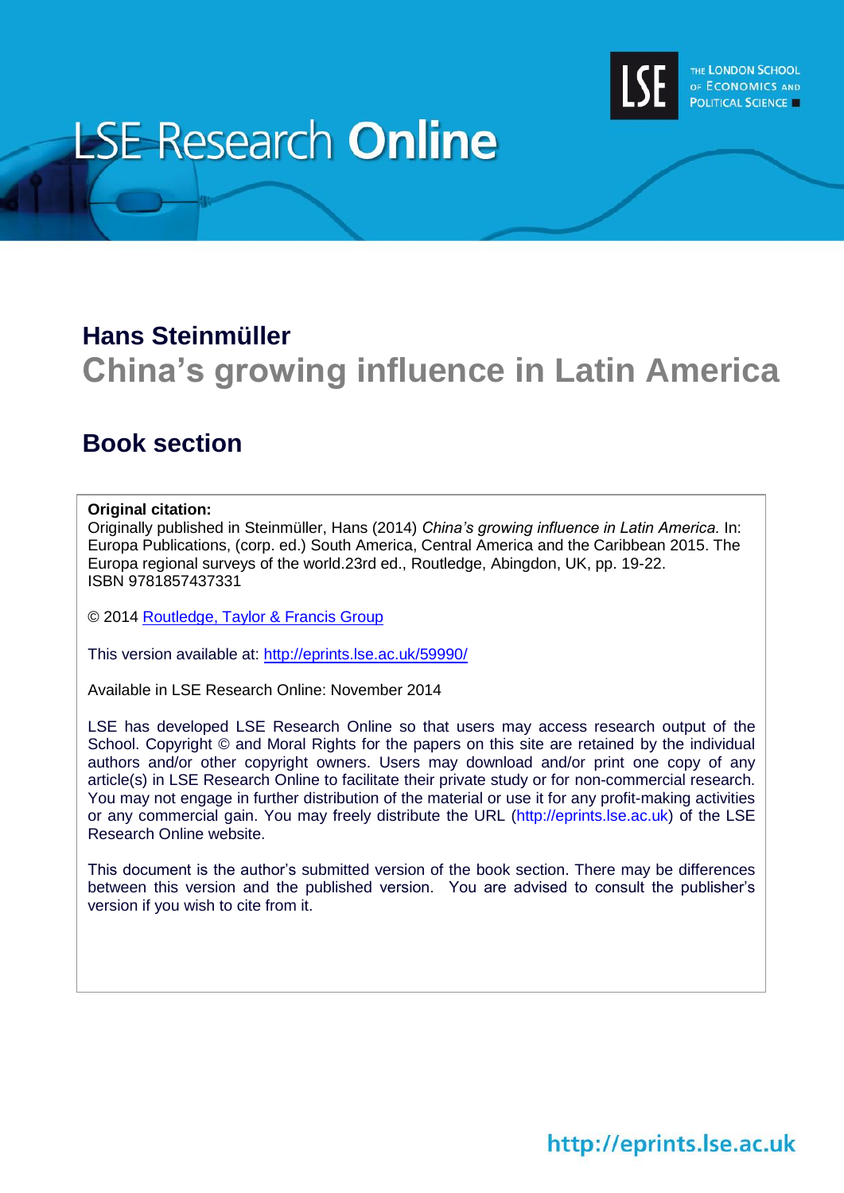# LSE Research Online

THE LONDON SCHOOL OF ECONOMICS AND POLITICAL SCIENCE

## Hans Steinmüller

## China's growing influence in Latin America

## Book section

**Original citation:**
Originally published in Steinmüller, Hans (2014) *China's growing influence in Latin America.* In: Europa Publications, (corp. ed.) South America, Central America and the Caribbean 2015. The Europa regional surveys of the world.23rd ed., Routledge, Abingdon, UK, pp. 19-22. ISBN 9781857437331

© 2014 Routledge, Taylor & Francis Group

This version available at: http://eprints.lse.ac.uk/59990/

Available in LSE Research Online: November 2014

LSE has developed LSE Research Online so that users may access research output of the School. Copyright © and Moral Rights for the papers on this site are retained by the individual authors and/or other copyright owners. Users may download and/or print one copy of any article(s) in LSE Research Online to facilitate their private study or for non-commercial research. You may not engage in further distribution of the material or use it for any profit-making activities or any commercial gain. You may freely distribute the URL (http://eprints.lse.ac.uk) of the LSE Research Online website.

This document is the author's submitted version of the book section. There may be differences between this version and the published version. You are advised to consult the publisher's version if you wish to cite from it.

http://eprints.lse.ac.uk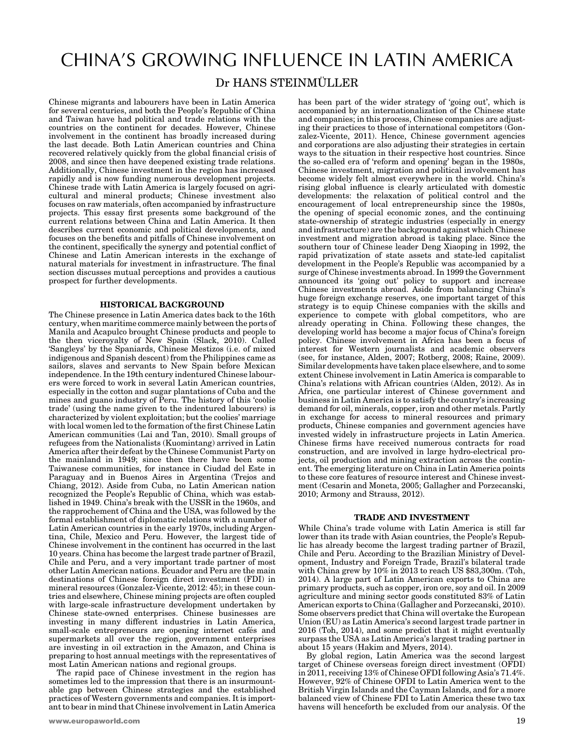# CHINA'S GROWING INFLUENCE IN LATIN AMERICA

## Dr HANS STEINMÜLLER

Chinese migrants and labourers have been in Latin America for several centuries, and both the People's Republic of China and Taiwan have had political and trade relations with the countries on the continent for decades. However, Chinese involvement in the continent has broadly increased during the last decade. Both Latin American countries and China recovered relatively quickly from the global financial crisis of 2008, and since then have deepened existing trade relations. Additionally, Chinese investment in the region has increased rapidly and is now funding numerous development projects. Chinese trade with Latin America is largely focused on agricultural and mineral products; Chinese investment also focuses on raw materials, often accompanied by infrastructure projects. This essay first presents some background of the current relations between China and Latin America. It then describes current economic and political developments, and focuses on the benefits and pitfalls of Chinese involvement on the continent, specifically the synergy and potential conflict of Chinese and Latin American interests in the exchange of natural materials for investment in infrastructure. The final section discusses mutual perceptions and provides a cautious prospect for further developments.

### HISTORICAL BACKGROUND

The Chinese presence in Latin America dates back to the 16th century, when maritime commerce mainly between the ports of Manila and Acapulco brought Chinese products and people to the then viceroyalty of New Spain (Slack, 2010). Called 'Sangleys' by the Spaniards, Chinese Mestizos (i.e. of mixed indigenous and Spanish descent) from the Philippines came as sailors, slaves and servants to New Spain before Mexican independence. In the 19th century indentured Chinese labourers were forced to work in several Latin American countries, especially in the cotton and sugar plantations of Cuba and the mines and guano industry of Peru. The history of this 'coolie trade' (using the name given to the indentured labourers) is characterized by violent exploitation; but the coolies' marriage with local women led to the formation of the first Chinese Latin American communities (Lai and Tan, 2010). Small groups of refugees from the Nationalists (Kuomintang) arrived in Latin America after their defeat by the Chinese Communist Party on the mainland in 1949; since then there have been some Taiwanese communities, for instance in Ciudad del Este in Paraguay and in Buenos Aires in Argentina (Trejos and Chiang, 2012). Aside from Cuba, no Latin American nation recognized the People's Republic of China, which was established in 1949. China's break with the USSR in the 1960s, and the rapprochement of China and the USA, was followed by the formal establishment of diplomatic relations with a number of Latin American countries in the early 1970s, including Argentina, Chile, Mexico and Peru. However, the largest tide of Chinese involvement in the continent has occurred in the last 10 years. China has become the largest trade partner of Brazil, Chile and Peru, and a very important trade partner of most other Latin American nations. Ecuador and Peru are the main destinations of Chinese foreign direct investment (FDI) in mineral resources (Gonzalez-Vicente, 2012: 45); in these countries and elsewhere, Chinese mining projects are often coupled with large-scale infrastructure development undertaken by Chinese state-owned enterprises. Chinese businesses are investing in many different industries in Latin America, small-scale entrepreneurs are opening internet cafés and supermarkets all over the region, government enterprises are investing in oil extraction in the Amazon, and China is preparing to host annual meetings with the representatives of most Latin American nations and regional groups.

The rapid pace of Chinese investment in the region has sometimes led to the impression that there is an insurmountable gap between Chinese strategies and the established practices of Western governments and companies. It is important to bear in mind that Chinese involvement in Latin America has been part of the wider strategy of 'going out', which is accompanied by an internationalization of the Chinese state and companies; in this process, Chinese companies are adjusting their practices to those of international competitors (Gonzalez-Vicente, 2011). Hence, Chinese government agencies and corporations are also adjusting their strategies in certain ways to the situation in their respective host countries. Since the so-called era of 'reform and opening' began in the 1980s, Chinese investment, migration and political involvement has become widely felt almost everywhere in the world. China's rising global influence is clearly articulated with domestic developments: the relaxation of political control and the encouragement of local entrepreneurship since the 1980s, the opening of special economic zones, and the continuing state-ownership of strategic industries (especially in energy and infrastructure) are the background against which Chinese investment and migration abroad is taking place. Since the southern tour of Chinese leader Deng Xiaoping in 1992, the rapid privatization of state assets and state-led capitalist development in the People's Republic was accompanied by a surge of Chinese investments abroad. In 1999 the Government announced its 'going out' policy to support and increase Chinese investments abroad. Aside from balancing China's huge foreign exchange reserves, one important target of this strategy is to equip Chinese companies with the skills and experience to compete with global competitors, who are already operating in China. Following these changes, the developing world has become a major focus of China's foreign policy. Chinese involvement in Africa has been a focus of interest for Western journalists and academic observers (see, for instance, Alden, 2007; Rotberg, 2008; Raine, 2009). Similar developments have taken place elsewhere, and to some extent Chinese involvement in Latin America is comparable to China's relations with African countries (Alden, 2012). As in Africa, one particular interest of Chinese government and business in Latin America is to satisfy the country's increasing demand for oil, minerals, copper, iron and other metals. Partly in exchange for access to mineral resources and primary products, Chinese companies and government agencies have invested widely in infrastructure projects in Latin America. Chinese firms have received numerous contracts for road construction, and are involved in large hydro-electrical projects, oil production and mining extraction across the continent. The emerging literature on China in Latin America points to these core features of resource interest and Chinese investment (Cesarin and Moneta, 2005; Gallagher and Porzecanski, 2010; Armony and Strauss, 2012).

### TRADE AND INVESTMENT

While China's trade volume with Latin America is still far lower than its trade with Asian countries, the People's Republic has already become the largest trading partner of Brazil, Chile and Peru. According to the Brazilian Ministry of Development, Industry and Foreign Trade, Brazil's bilateral trade with China grew by 10% in 2013 to reach US $83,300m. (Toh, 2014). A large part of Latin American exports to China are primary products, such as copper, iron ore, soy and oil. In 2009 agriculture and mining sector goods constituted 83% of Latin American exports to China (Gallagher and Porzecanski, 2010). Some observers predict that China will overtake the European Union (EU) as Latin America's second largest trade partner in 2016 (Toh, 2014), and some predict that it might eventually surpass the USA as Latin America's largest trading partner in about 15 years (Hakim and Myers, 2014).

By global region, Latin America was the second largest target of Chinese overseas foreign direct investment (OFDI) in 2011, receiving 13% of Chinese OFDI following Asia's 71.4%. However, 92% of Chinese OFDI to Latin America went to the British Virgin Islands and the Cayman Islands, and for a more balanced view of Chinese FDI to Latin America these two tax havens will henceforth be excluded from our analysis. Of the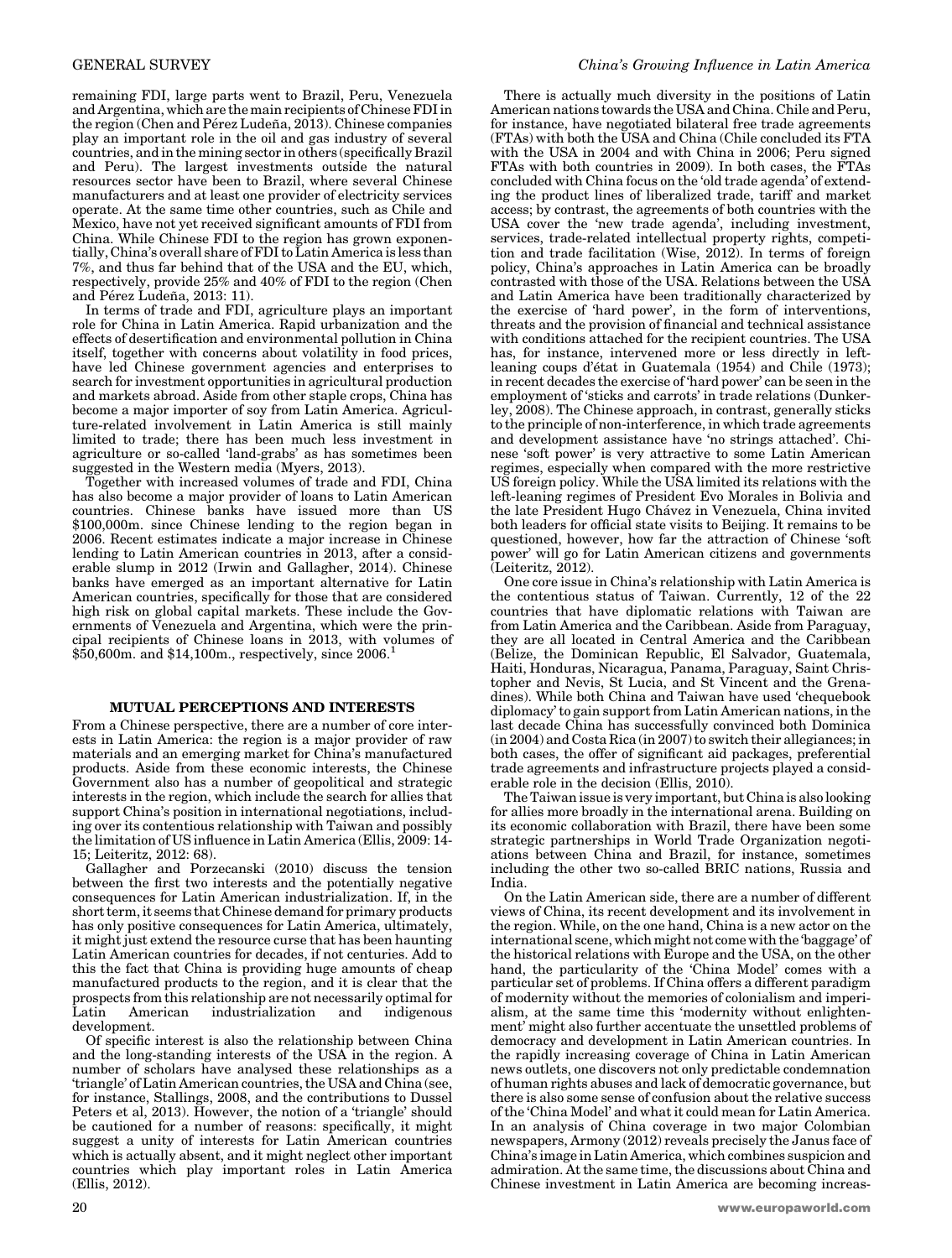remaining FDI, large parts went to Brazil, Peru, Venezuela and Argentina, which are the main recipients of Chinese FDI in the region (Chen and Pérez Ludeña, 2013). Chinese companies play an important role in the oil and gas industry of several countries, and in the mining sector in others (specifically Brazil and Peru). The largest investments outside the natural resources sector have been to Brazil, where several Chinese manufacturers and at least one provider of electricity services operate. At the same time other countries, such as Chile and Mexico, have not yet received significant amounts of FDI from China. While Chinese FDI to the region has grown exponentially, China's overall share of FDI to Latin America is less than 7%, and thus far behind that of the USA and the EU, which, respectively, provide 25% and 40% of FDI to the region (Chen and Pérez Ludeña, 2013: 11).

In terms of trade and FDI, agriculture plays an important role for China in Latin America. Rapid urbanization and the effects of desertification and environmental pollution in China itself, together with concerns about volatility in food prices, have led Chinese government agencies and enterprises to search for investment opportunities in agricultural production and markets abroad. Aside from other staple crops, China has become a major importer of soy from Latin America. Agriculture-related involvement in Latin America is still mainly limited to trade; there has been much less investment in agriculture or so-called 'land-grabs' as has sometimes been suggested in the Western media (Myers, 2013).

Together with increased volumes of trade and FDI, China has also become a major provider of loans to Latin American countries. Chinese banks have issued more than US $100,000m. since Chinese lending to the region began in 2006. Recent estimates indicate a major increase in Chinese lending to Latin American countries in 2013, after a considerable slump in 2012 (Irwin and Gallagher, 2014). Chinese banks have emerged as an important alternative for Latin American countries, specifically for those that are considered high risk on global capital markets. These include the Governments of Venezuela and Argentina, which were the principal recipients of Chinese loans in 2013, with volumes of $50,600m. and $14,100m., respectively, since 2006.[1]

## MUTUAL PERCEPTIONS AND INTERESTS

From a Chinese perspective, there are a number of core interests in Latin America: the region is a major provider of raw materials and an emerging market for China's manufactured products. Aside from these economic interests, the Chinese Government also has a number of geopolitical and strategic interests in the region, which include the search for allies that support China's position in international negotiations, including over its contentious relationship with Taiwan and possibly the limitation of US influence in Latin America (Ellis, 2009: 14-15; Leiteritz, 2012: 68).

Gallagher and Porzecanski (2010) discuss the tension between the first two interests and the potentially negative consequences for Latin American industrialization. If, in the short term, it seems that Chinese demand for primary products has only positive consequences for Latin America, ultimately, it might just extend the resource curse that has been haunting Latin American countries for decades, if not centuries. Add to this the fact that China is providing huge amounts of cheap manufactured products to the region, and it is clear that the prospects from this relationship are not necessarily optimal for Latin American industrialization and indigenous development.

Of specific interest is also the relationship between China and the long-standing interests of the USA in the region. A number of scholars have analysed these relationships as a 'triangle' of Latin American countries, the USA and China (see, for instance, Stallings, 2008, and the contributions to Dussel Peters et al, 2013). However, the notion of a 'triangle' should be cautioned for a number of reasons: specifically, it might suggest a unity of interests for Latin American countries which is actually absent, and it might neglect other important countries which play important roles in Latin America (Ellis, 2012).

There is actually much diversity in the positions of Latin American nations towards the USA and China. Chile and Peru, for instance, have negotiated bilateral free trade agreements (FTAs) with both the USA and China (Chile concluded its FTA with the USA in 2004 and with China in 2006; Peru signed FTAs with both countries in 2009). In both cases, the FTAs concluded with China focus on the 'old trade agenda' of extending the product lines of liberalized trade, tariff and market access; by contrast, the agreements of both countries with the USA cover the 'new trade agenda', including investment, services, trade-related intellectual property rights, competition and trade facilitation (Wise, 2012). In terms of foreign policy, China's approaches in Latin America can be broadly contrasted with those of the USA. Relations between the USA and Latin America have been traditionally characterized by the exercise of 'hard power', in the form of interventions, threats and the provision of financial and technical assistance with conditions attached for the recipient countries. The USA has, for instance, intervened more or less directly in left-leaning coups d'état in Guatemala (1954) and Chile (1973); in recent decades the exercise of 'hard power' can be seen in the employment of 'sticks and carrots' in trade relations (Dunkerley, 2008). The Chinese approach, in contrast, generally sticks to the principle of non-interference, in which trade agreements and development assistance have 'no strings attached'. Chinese 'soft power' is very attractive to some Latin American regimes, especially when compared with the more restrictive US foreign policy. While the USA limited its relations with the left-leaning regimes of President Evo Morales in Bolivia and the late President Hugo Chávez in Venezuela, China invited both leaders for official state visits to Beijing. It remains to be questioned, however, how far the attraction of Chinese 'soft power' will go for Latin American citizens and governments (Leiteritz, 2012).

One core issue in China's relationship with Latin America is the contentious status of Taiwan. Currently, 12 of the 22 countries that have diplomatic relations with Taiwan are from Latin America and the Caribbean. Aside from Paraguay, they are all located in Central America and the Caribbean (Belize, the Dominican Republic, El Salvador, Guatemala, Haiti, Honduras, Nicaragua, Panama, Paraguay, Saint Christopher and Nevis, St Lucia, and St Vincent and the Grenadines). While both China and Taiwan have used 'chequebook diplomacy' to gain support from Latin American nations, in the last decade China has successfully convinced both Dominica (in 2004) and Costa Rica (in 2007) to switch their allegiances; in both cases, the offer of significant aid packages, preferential trade agreements and infrastructure projects played a considerable role in the decision (Ellis, 2010).

The Taiwan issue is very important, but China is also looking for allies more broadly in the international arena. Building on its economic collaboration with Brazil, there have been some strategic partnerships in World Trade Organization negotiations between China and Brazil, for instance, sometimes including the other two so-called BRIC nations, Russia and India.

On the Latin American side, there are a number of different views of China, its recent development and its involvement in the region. While, on the one hand, China is a new actor on the international scene, which might not come with the 'baggage' of the historical relations with Europe and the USA, on the other hand, the particularity of the 'China Model' comes with a particular set of problems. If China offers a different paradigm of modernity without the memories of colonialism and imperialism, at the same time this 'modernity without enlightenment' might also further accentuate the unsettled problems of democracy and development in Latin American countries. In the rapidly increasing coverage of China in Latin American news outlets, one discovers not only predictable condemnation of human rights abuses and lack of democratic governance, but there is also some sense of confusion about the relative success of the 'China Model' and what it could mean for Latin America. In an analysis of China coverage in two major Colombian newspapers, Armony (2012) reveals precisely the Janus face of China's image in Latin America, which combines suspicion and admiration. At the same time, the discussions about China and Chinese investment in Latin America are becoming increas-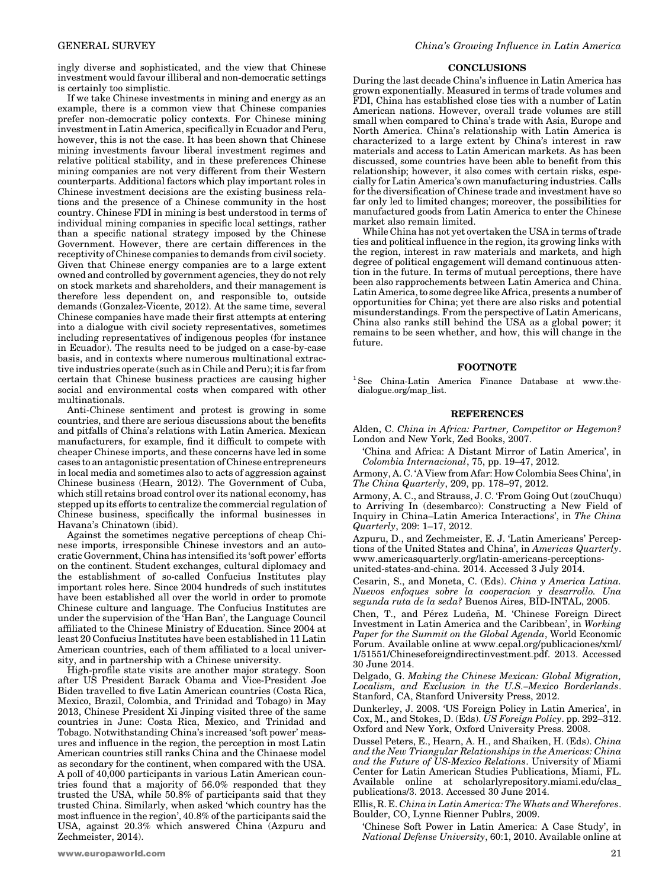ingly diverse and sophisticated, and the view that Chinese investment would favour illiberal and non-democratic settings is certainly too simplistic.

If we take Chinese investments in mining and energy as an example, there is a common view that Chinese companies prefer non-democratic policy contexts. For Chinese mining investment in Latin America, specifically in Ecuador and Peru, however, this is not the case. It has been shown that Chinese mining investments favour liberal investment regimes and relative political stability, and in these preferences Chinese mining companies are not very different from their Western counterparts. Additional factors which play important roles in Chinese investment decisions are the existing business relations and the presence of a Chinese community in the host country. Chinese FDI in mining is best understood in terms of individual mining companies in specific local settings, rather than a specific national strategy imposed by the Chinese Government. However, there are certain differences in the receptivity of Chinese companies to demands from civil society. Given that Chinese energy companies are to a large extent owned and controlled by government agencies, they do not rely on stock markets and shareholders, and their management is therefore less dependent on, and responsible to, outside demands (Gonzalez-Vicente, 2012). At the same time, several Chinese companies have made their first attempts at entering into a dialogue with civil society representatives, sometimes including representatives of indigenous peoples (for instance in Ecuador). The results need to be judged on a case-by-case basis, and in contexts where numerous multinational extractive industries operate (such as in Chile and Peru); it is far from certain that Chinese business practices are causing higher social and environmental costs when compared with other multinationals.

Anti-Chinese sentiment and protest is growing in some countries, and there are serious discussions about the benefits and pitfalls of China's relations with Latin America. Mexican manufacturers, for example, find it difficult to compete with cheaper Chinese imports, and these concerns have led in some cases to an antagonistic presentation of Chinese entrepreneurs in local media and sometimes also to acts of aggression against Chinese business (Hearn, 2012). The Government of Cuba, which still retains broad control over its national economy, has stepped up its efforts to centralize the commercial regulation of Chinese business, specifically the informal businesses in Havana's Chinatown (ibid).

Against the sometimes negative perceptions of cheap Chinese imports, irresponsible Chinese investors and an autocratic Government, China has intensified its 'soft power' efforts on the continent. Student exchanges, cultural diplomacy and the establishment of so-called Confucius Institutes play important roles here. Since 2004 hundreds of such institutes have been established all over the world in order to promote Chinese culture and language. The Confucius Institutes are under the supervision of the 'Han Ban', the Language Council affiliated to the Chinese Ministry of Education. Since 2004 at least 20 Confucius Institutes have been established in 11 Latin American countries, each of them affiliated to a local university, and in partnership with a Chinese university.

High-profile state visits are another major strategy. Soon after US President Barack Obama and Vice-President Joe Biden travelled to five Latin American countries (Costa Rica, Mexico, Brazil, Colombia, and Trinidad and Tobago) in May 2013, Chinese President Xi Jinping visited three of the same countries in June: Costa Rica, Mexico, and Trinidad and Tobago. Notwithstanding China's increased 'soft power' measures and influence in the region, the perception in most Latin American countries still ranks China and the Chinaese model as secondary for the continent, when compared with the USA. A poll of 40,000 participants in various Latin American countries found that a majority of 56.0% responded that they trusted the USA, while 50.8% of participants said that they trusted China. Similarly, when asked 'which country has the most influence in the region', 40.8% of the participants said the USA, against 20.3% which answered China (Azpuru and Zechmeister, 2014).

## CONCLUSIONS

During the last decade China's influence in Latin America has grown exponentially. Measured in terms of trade volumes and FDI, China has established close ties with a number of Latin American nations. However, overall trade volumes are still small when compared to China's trade with Asia, Europe and North America. China's relationship with Latin America is characterized to a large extent by China's interest in raw materials and access to Latin American markets. As has been discussed, some countries have been able to benefit from this relationship; however, it also comes with certain risks, especially for Latin America's own manufacturing industries. Calls for the diversification of Chinese trade and investment have so far only led to limited changes; moreover, the possibilities for manufactured goods from Latin America to enter the Chinese market also remain limited.

While China has not yet overtaken the USA in terms of trade ties and political influence in the region, its growing links with the region, interest in raw materials and markets, and high degree of political engagement will demand continuous attention in the future. In terms of mutual perceptions, there have been also rapprochements between Latin America and China. Latin America, to some degree like Africa, presents a number of opportunities for China; yet there are also risks and potential misunderstandings. From the perspective of Latin Americans, China also ranks still behind the USA as a global power; it remains to be seen whether, and how, this will change in the future.

## FOOTNOTE

[1] See China-Latin America Finance Database at www.thedialogue.org/map_list.

## REFERENCES

Alden, C. *China in Africa: Partner, Competitor or Hegemon?* London and New York, Zed Books, 2007.

'China and Africa: A Distant Mirror of Latin America', in *Colombia Internacional*, 75, pp. 19–47, 2012.

Armony, A. C. 'A View from Afar: How Colombia Sees China', in *The China Quarterly*, 209, pp. 178–97, 2012.

Armony, A. C., and Strauss, J. C. 'From Going Out (zouChuqu) to Arriving In (desembarco): Constructing a New Field of Inquiry in China–Latin America Interactions', in *The China Quarterly*, 209: 1–17, 2012.

Azpuru, D., and Zechmeister, E. J. 'Latin Americans' Perceptions of the United States and China', in *Americas Quarterly*. www.americasquarterly.org/latin-americans-perceptions-united-states-and-china. 2014. Accessed 3 July 2014.

Cesarin, S., and Moneta, C. (Eds). *China y America Latina. Nuevos enfoques sobre la cooperacion y desarrollo. Una segunda ruta de la seda?* Buenos Aires, BID-INTAL, 2005.

Chen, T., and Pérez Ludeña, M. 'Chinese Foreign Direct Investment in Latin America and the Caribbean', in *Working Paper for the Summit on the Global Agenda*, World Economic Forum. Available online at www.cepal.org/publicaciones/xml/1/51551/Chineseforeigndirectinvestment.pdf. 2013. Accessed 30 June 2014.

Delgado, G. *Making the Chinese Mexican: Global Migration, Localism, and Exclusion in the U.S.–Mexico Borderlands*. Stanford, CA, Stanford University Press, 2012.

Dunkerley, J. 2008. 'US Foreign Policy in Latin America', in Cox, M., and Stokes, D. (Eds). *US Foreign Policy*. pp. 292–312. Oxford and New York, Oxford University Press. 2008.

Dussel Peters, E., Hearn, A. H., and Shaiken, H. (Eds). *China and the New Triangular Relationships in the Americas: China and the Future of US-Mexico Relations*. University of Miami Center for Latin American Studies Publications, Miami, FL. Available online at scholarlyrepository.miami.edu/clas_publications/3. 2013. Accessed 30 June 2014.

Ellis, R. E. *China in Latin America: The Whats and Wherefores*. Boulder, CO, Lynne Rienner Publrs, 2009.

'Chinese Soft Power in Latin America: A Case Study', in *National Defense University*, 60:1, 2010. Available online at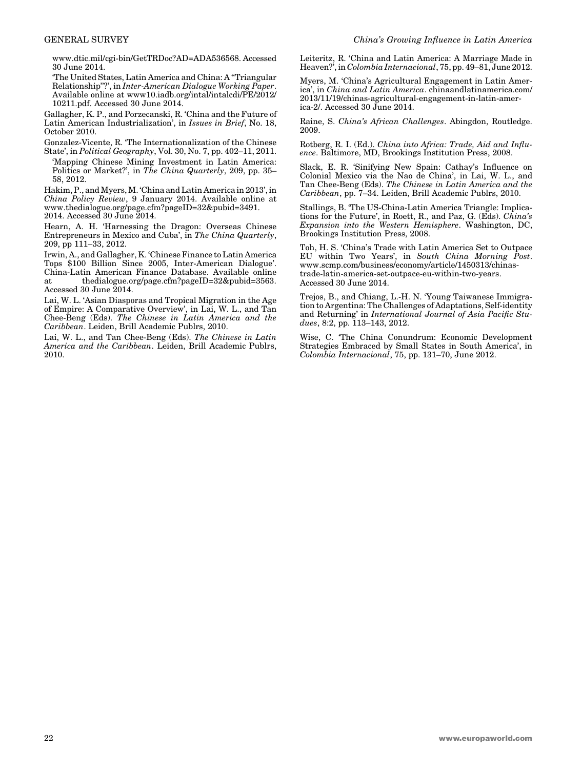www.dtic.mil/cgi-bin/GetTRDoc?AD=ADA536568. Accessed 30 June 2014.

'The United States, Latin America and China: A "Triangular Relationship"?', in *Inter-American Dialogue Working Paper*. Available online at www10.iadb.org/intal/intalcdi/PE/2012/10211.pdf. Accessed 30 June 2014.

Gallagher, K. P., and Porzecanski, R. 'China and the Future of Latin American Industrialization', in *Issues in Brief*, No. 18, October 2010.

Gonzalez-Vicente, R. 'The Internationalization of the Chinese State', in *Political Geography*, Vol. 30, No. 7, pp. 402–11, 2011.

'Mapping Chinese Mining Investment in Latin America: Politics or Market?', in *The China Quarterly*, 209, pp. 35–58, 2012.

Hakim, P., and Myers, M. 'China and Latin America in 2013', in *China Policy Review*, 9 January 2014. Available online at www.thedialogue.org/page.cfm?pageID=32&pubid=3491. 2014. Accessed 30 June 2014.

Hearn, A. H. 'Harnessing the Dragon: Overseas Chinese Entrepreneurs in Mexico and Cuba', in *The China Quarterly*, 209, pp 111–33, 2012.

Irwin, A., and Gallagher, K. 'Chinese Finance to Latin America Tops $100 Billion Since 2005, Inter-American Dialogue'. China-Latin American Finance Database. Available online at thedialogue.org/page.cfm?pageID=32&pubid=3563. Accessed 30 June 2014.

Lai, W. L. 'Asian Diasporas and Tropical Migration in the Age of Empire: A Comparative Overview', in Lai, W. L., and Tan Chee-Beng (Eds). *The Chinese in Latin America and the Caribbean*. Leiden, Brill Academic Publrs, 2010.

Lai, W. L., and Tan Chee-Beng (Eds). *The Chinese in Latin America and the Caribbean*. Leiden, Brill Academic Publrs, 2010.

Leiteritz, R. 'China and Latin America: A Marriage Made in Heaven?', in *Colombia Internacional*, 75, pp. 49–81, June 2012.

Myers, M. 'China's Agricultural Engagement in Latin America', in *China and Latin America*. chinaandlatinamerica.com/2013/11/19/chinas-agricultural-engagement-in-latin-america-2/. Accessed 30 June 2014.

Raine, S. *China's African Challenges*. Abingdon, Routledge. 2009.

Rotberg, R. I. (Ed.). *China into Africa: Trade, Aid and Influence*. Baltimore, MD, Brookings Institution Press, 2008.

Slack, E. R. 'Sinifying New Spain: Cathay's Influence on Colonial Mexico via the Nao de China', in Lai, W. L., and Tan Chee-Beng (Eds). *The Chinese in Latin America and the Caribbean*, pp. 7–34. Leiden, Brill Academic Publrs, 2010.

Stallings, B. 'The US-China-Latin America Triangle: Implications for the Future', in Roett, R., and Paz, G. (Eds). *China's Expansion into the Western Hemisphere*. Washington, DC, Brookings Institution Press, 2008.

Toh, H. S. 'China's Trade with Latin America Set to Outpace EU within Two Years', in *South China Morning Post*. www.scmp.com/business/economy/article/1450313/chinas-trade-latin-america-set-outpace-eu-within-two-years. Accessed 30 June 2014.

Trejos, B., and Chiang, L.-H. N. 'Young Taiwanese Immigration to Argentina: The Challenges of Adaptations, Self-identity and Returning' in *International Journal of Asia Pacific Studues*, 8:2, pp. 113–143, 2012.

Wise, C. 'The China Conundrum: Economic Development Strategies Embraced by Small States in South America', in *Colombia Internacional*, 75, pp. 131–70, June 2012.